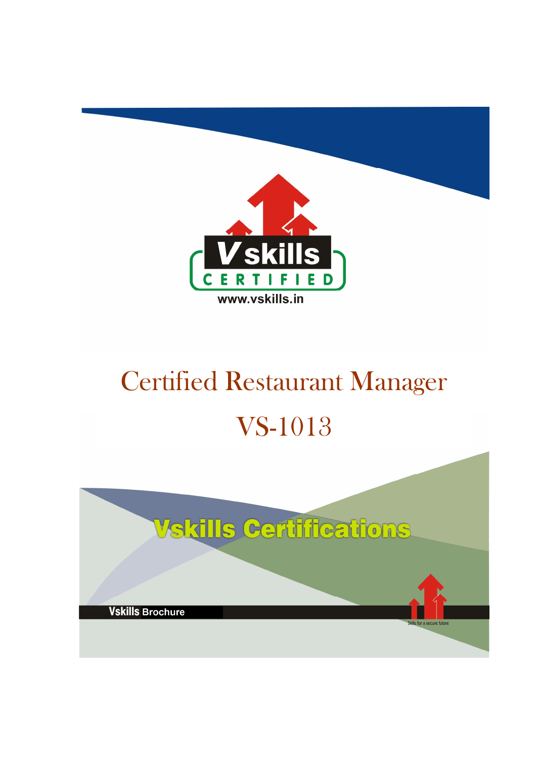Vskills CERTIFIED

www.vskills.in

# Certified Restaurant Manager

# VS-1013

Vskills Certifications

Vskills Brochure

Skills for a secure future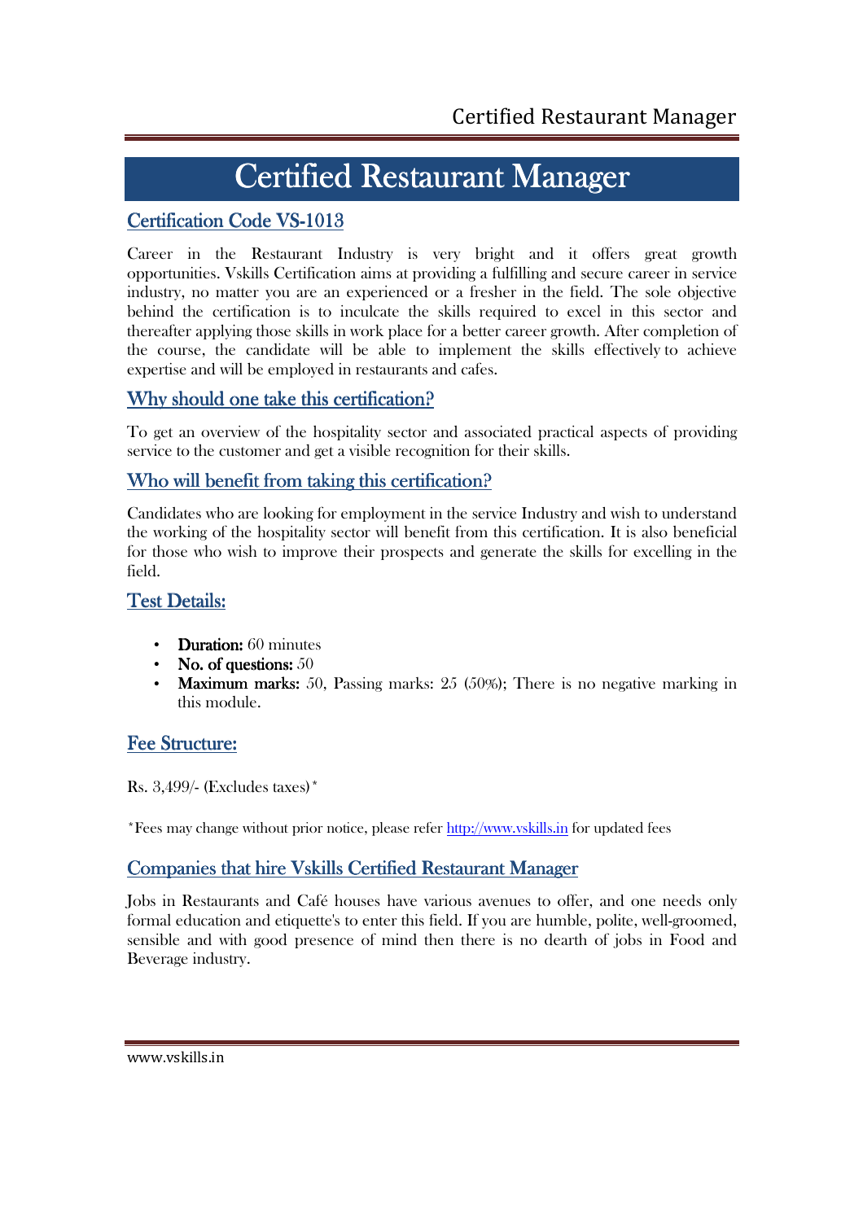# Certified Restaurant Manager

## Certification Code VS-1013

Career in the Restaurant Industry is very bright and it offers great growth opportunities. Vskills Certification aims at providing a fulfilling and secure career in service industry, no matter you are an experienced or a fresher in the field. The sole objective behind the certification is to inculcate the skills required to excel in this sector and thereafter applying those skills in work place for a better career growth. After completion of the course, the candidate will be able to implement the skills effectively to achieve expertise and will be employed in restaurants and cafes.

## Why should one take this certification?

To get an overview of the hospitality sector and associated practical aspects of providing service to the customer and get a visible recognition for their skills.

## Who will benefit from taking this certification?

Candidates who are looking for employment in the service Industry and wish to understand the working of the hospitality sector will benefit from this certification. It is also beneficial for those who wish to improve their prospects and generate the skills for excelling in the field.

## Test Details:

- **Duration:** 60 minutes
- **No. of questions:** 50
- **Maximum marks:** 50, Passing marks: 25 (50%); There is no negative marking in this module.

## Fee Structure:

Rs. 3,499/- (Excludes taxes)*

*Fees may change without prior notice, please refer http://www.vskills.in for updated fees

## Companies that hire Vskills Certified Restaurant Manager

Jobs in Restaurants and Café houses have various avenues to offer, and one needs only formal education and etiquette's to enter this field. If you are humble, polite, well-groomed, sensible and with good presence of mind then there is no dearth of jobs in Food and Beverage industry.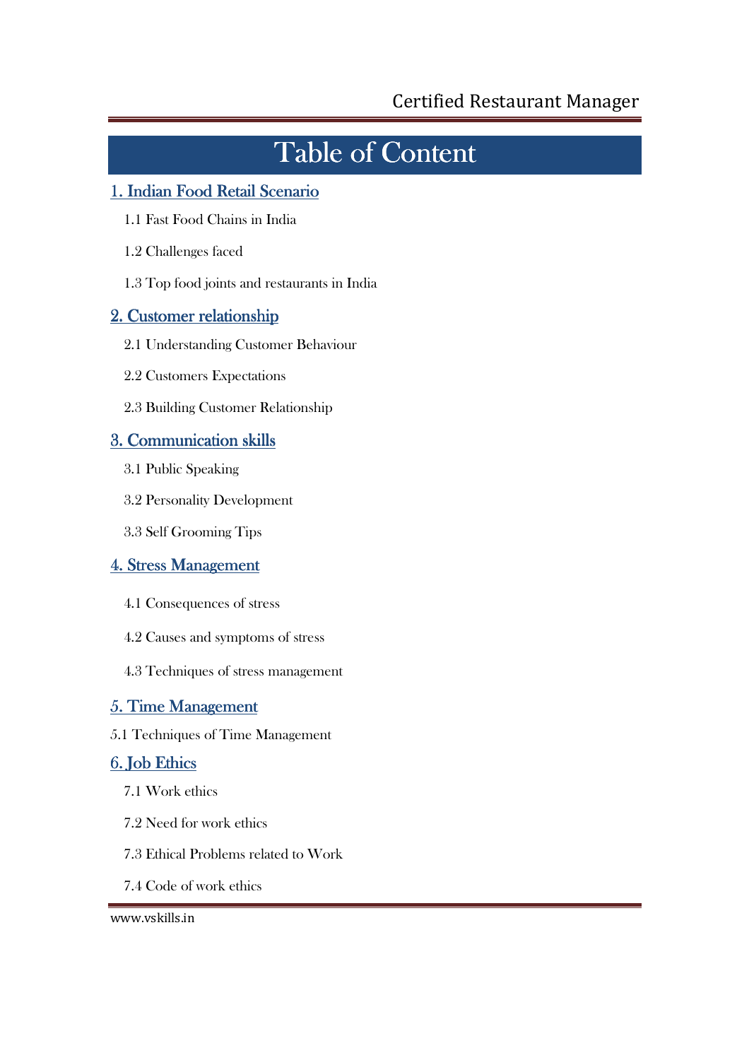# Table of Content

## 1. Indian Food Retail Scenario

1.1 Fast Food Chains in India

1.2 Challenges faced

1.3 Top food joints and restaurants in India

## 2. Customer relationship

2.1 Understanding Customer Behaviour

2.2 Customers Expectations

2.3 Building Customer Relationship

## 3. Communication skills

3.1 Public Speaking

3.2 Personality Development

3.3 Self Grooming Tips

## 4. Stress Management

4.1 Consequences of stress

4.2 Causes and symptoms of stress

4.3 Techniques of stress management

## 5. Time Management

5.1 Techniques of Time Management

## 6. Job Ethics

7.1 Work ethics

7.2 Need for work ethics

7.3 Ethical Problems related to Work

7.4 Code of work ethics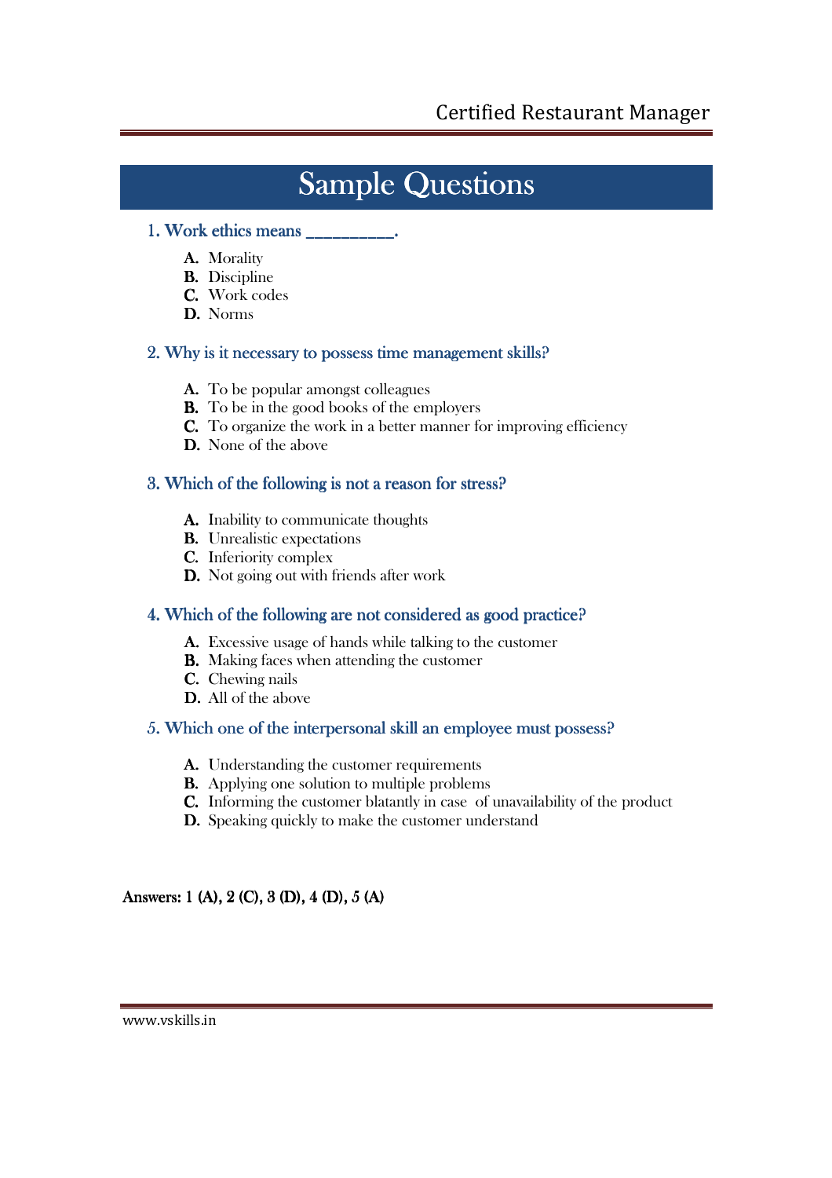# Sample Questions

### 1. Work ethics means __________.

- **A.** Morality
- **B.** Discipline
- **C.** Work codes
- **D.** Norms

### 2. Why is it necessary to possess time management skills?

- **A.** To be popular amongst colleagues
- **B.** To be in the good books of the employers
- **C.** To organize the work in a better manner for improving efficiency
- **D.** None of the above

### 3. Which of the following is not a reason for stress?

- **A.** Inability to communicate thoughts
- **B.** Unrealistic expectations
- **C.** Inferiority complex
- **D.** Not going out with friends after work

### 4. Which of the following are not considered as good practice?

- **A.** Excessive usage of hands while talking to the customer
- **B.** Making faces when attending the customer
- **C.** Chewing nails
- **D.** All of the above

### 5. Which one of the interpersonal skill an employee must possess?

- **A.** Understanding the customer requirements
- **B.** Applying one solution to multiple problems
- **C.** Informing the customer blatantly in case of unavailability of the product
- **D.** Speaking quickly to make the customer understand

**Answers: 1 (A), 2 (C), 3 (D), 4 (D), 5 (A)**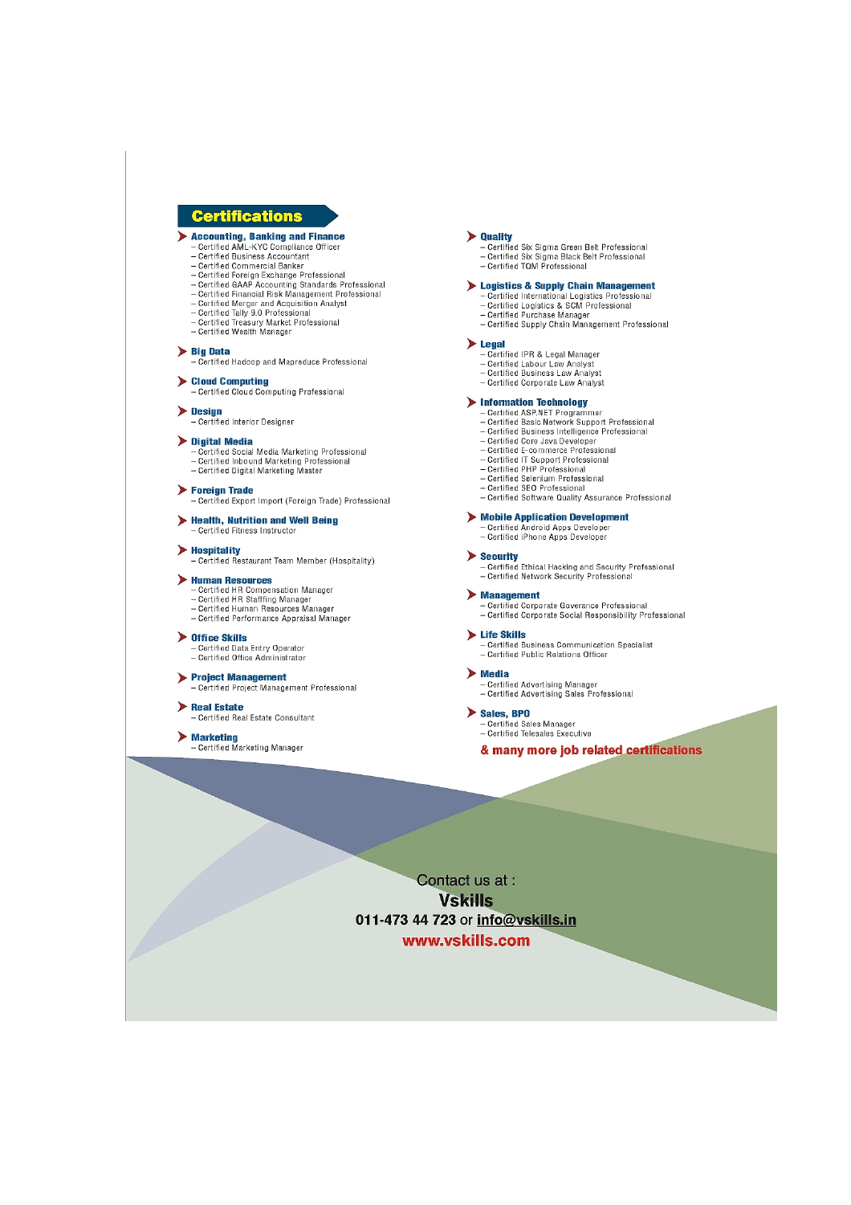# Certifications

### Accounting, Banking and Finance
- Certified AML-KYC Compliance Officer
- Certified Business Accountant
- Certified Commercial Banker
- Certified Foreign Exchange Professional
- Certified GAAP Accounting Standards Professional
- Certified Financial Risk Management Professional
- Certified Merger and Acquisition Analyst
- Certified Tally 9.0 Professional
- Certified Treasury Market Professional
- Certified Wealth Manager

### Big Data
- Certified Hadoop and Mapreduce Professional

### Cloud Computing
- Certified Cloud Computing Professional

### Design
- Certified Interior Designer

### Digital Media
- Certified Social Media Marketing Professional
- Certified Inbound Marketing Professional
- Certified Digital Marketing Master

### Foreign Trade
- Certified Export Import (Foreign Trade) Professional

### Health, Nutrition and Well Being
- Certified Fitness Instructor

### Hospitality
- Certified Restaurant Team Member (Hospitality)

### Human Resources
- Certified HR Compensation Manager
- Certified HR Stafffing Manager
- Certified Human Resources Manager
- Certified Performance Appraisal Manager

### Office Skills
- Certified Data Entry Operator
- Certified Office Administrator

### Project Management
- Certified Project Management Professional

### Real Estate
- Certified Real Estate Consultant

### Marketing
- Certified Marketing Manager

### Quality
- Certified Six Sigma Green Belt Professional
- Certified Six Sigma Black Belt Professional
- Certified TQM Professional

### Logistics & Supply Chain Management
- Certified International Logistics Professional
- Certified Logistics & SCM Professional
- Certified Purchase Manager
- Certified Supply Chain Management Professional

### Legal
- Certified IPR & Legal Manager
- Certified Labour Law Analyst
- Certified Business Law Analyst
- Certified Corporate Law Analyst

### Information Technology
- Certified ASP.NET Programmer
- Certified Basic Network Support Professional
- Certified Business Intelligence Professional
- Certified Core Java Developer
- Certified E-commerce Professional
- Certified IT Support Professional
- Certified PHP Professional
- Certified Selenium Professional
- Certified SEO Professional
- Certified Software Quality Assurance Professional

### Mobile Application Development
- Certified Android Apps Developer
- Certified iPhone Apps Developer

### Security
- Certified Ethical Hacking and Security Professional
- Certified Network Security Professional

### Management
- Certified Corporate Goverance Professional
- Certified Corporate Social Responsibility Professional

### Life Skills
- Certified Business Communication Specialist
- Certified Public Relations Officer

### Media
- Certified Advertising Manager
- Certified Advertising Sales Professional

### Sales, BPO
- Certified Sales Manager
- Certified Telesales Executive

**& many more job related certifications**

Contact us at :

**Vskills**

**011-473 44 723 or info@vskills.in**

**www.vskills.com**